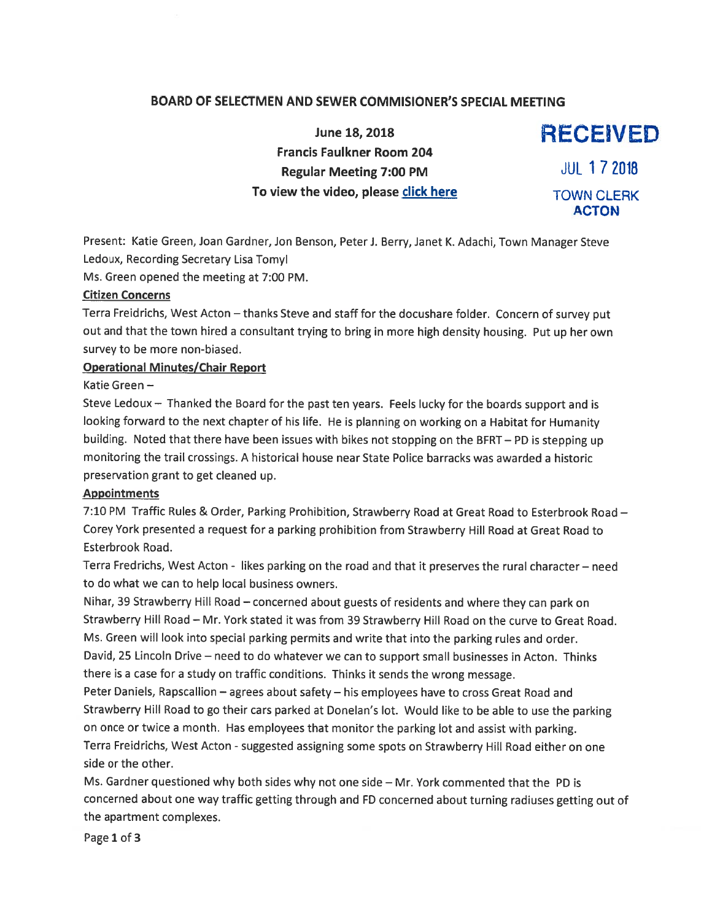# BOARD OF SELECTMEN AND SEWER COMMISIONER'S SPECIAL MEETING

**June 18, 2018**
**Francis Faulkner Room 204**
**Regular Meeting 7:00 PM**
**To view the video, please click here**

RECEIVED
JUL 17 2018
TOWN CLERK
ACTON

Present: Katie Green, Joan Gardner, Jon Benson, Peter J. Berry, Janet K. Adachi, Town Manager Steve Ledoux, Recording Secretary Lisa Tomyl

Ms. Green opened the meeting at 7:00 PM.

**Citizen Concerns**

Terra Freidrichs, West Acton – thanks Steve and staff for the docushare folder. Concern of survey put out and that the town hired a consultant trying to bring in more high density housing. Put up her own survey to be more non-biased.

**Operational Minutes/Chair Report**

Katie Green –

Steve Ledoux – Thanked the Board for the past ten years. Feels lucky for the boards support and is looking forward to the next chapter of his life. He is planning on working on a Habitat for Humanity building. Noted that there have been issues with bikes not stopping on the BFRT – PD is stepping up monitoring the trail crossings. A historical house near State Police barracks was awarded a historic preservation grant to get cleaned up.

**Appointments**

7:10 PM Traffic Rules & Order, Parking Prohibition, Strawberry Road at Great Road to Esterbrook Road – Corey York presented a request for a parking prohibition from Strawberry Hill Road at Great Road to Esterbrook Road.

Terra Fredrichs, West Acton - likes parking on the road and that it preserves the rural character – need to do what we can to help local business owners.

Nihar, 39 Strawberry Hill Road – concerned about guests of residents and where they can park on Strawberry Hill Road – Mr. York stated it was from 39 Strawberry Hill Road on the curve to Great Road. Ms. Green will look into special parking permits and write that into the parking rules and order.

David, 25 Lincoln Drive – need to do whatever we can to support small businesses in Acton. Thinks there is a case for a study on traffic conditions. Thinks it sends the wrong message.

Peter Daniels, Rapscallion – agrees about safety – his employees have to cross Great Road and Strawberry Hill Road to go their cars parked at Donelan's lot. Would like to be able to use the parking on once or twice a month. Has employees that monitor the parking lot and assist with parking.

Terra Freidrichs, West Acton - suggested assigning some spots on Strawberry Hill Road either on one side or the other.

Ms. Gardner questioned why both sides why not one side – Mr. York commented that the PD is concerned about one way traffic getting through and FD concerned about turning radiuses getting out of the apartment complexes.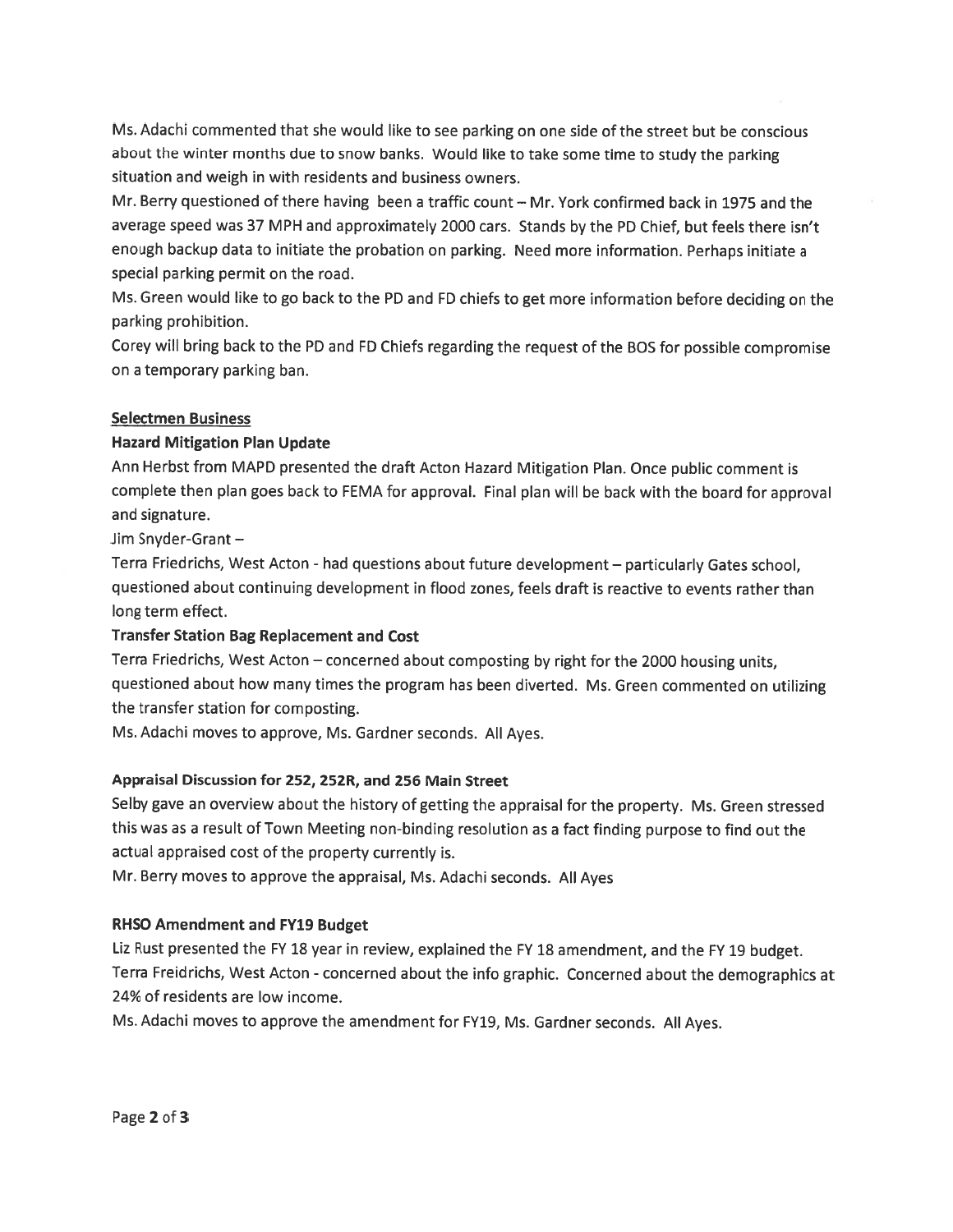Ms. Adachi commented that she would like to see parking on one side of the street but be conscious about the winter months due to snow banks. Would like to take some time to study the parking situation and weigh in with residents and business owners.

Mr. Berry questioned of there having been a traffic count – Mr. York confirmed back in 1975 and the average speed was 37 MPH and approximately 2000 cars. Stands by the PD Chief, but feels there isn't enough backup data to initiate the probation on parking. Need more information. Perhaps initiate a special parking permit on the road.

Ms. Green would like to go back to the PD and FD chiefs to get more information before deciding on the parking prohibition.

Corey will bring back to the PD and FD Chiefs regarding the request of the BOS for possible compromise on a temporary parking ban.

## Selectmen Business

### Hazard Mitigation Plan Update

Ann Herbst from MAPD presented the draft Acton Hazard Mitigation Plan. Once public comment is complete then plan goes back to FEMA for approval. Final plan will be back with the board for approval and signature.

Jim Snyder-Grant –

Terra Friedrichs, West Acton - had questions about future development – particularly Gates school, questioned about continuing development in flood zones, feels draft is reactive to events rather than long term effect.

### Transfer Station Bag Replacement and Cost

Terra Friedrichs, West Acton – concerned about composting by right for the 2000 housing units, questioned about how many times the program has been diverted. Ms. Green commented on utilizing the transfer station for composting.

Ms. Adachi moves to approve, Ms. Gardner seconds. All Ayes.

### Appraisal Discussion for 252, 252R, and 256 Main Street

Selby gave an overview about the history of getting the appraisal for the property. Ms. Green stressed this was as a result of Town Meeting non-binding resolution as a fact finding purpose to find out the actual appraised cost of the property currently is.

Mr. Berry moves to approve the appraisal, Ms. Adachi seconds. All Ayes

### RHSO Amendment and FY19 Budget

Liz Rust presented the FY 18 year in review, explained the FY 18 amendment, and the FY 19 budget.

Terra Freidrichs, West Acton - concerned about the info graphic. Concerned about the demographics at 24% of residents are low income.

Ms. Adachi moves to approve the amendment for FY19, Ms. Gardner seconds. All Ayes.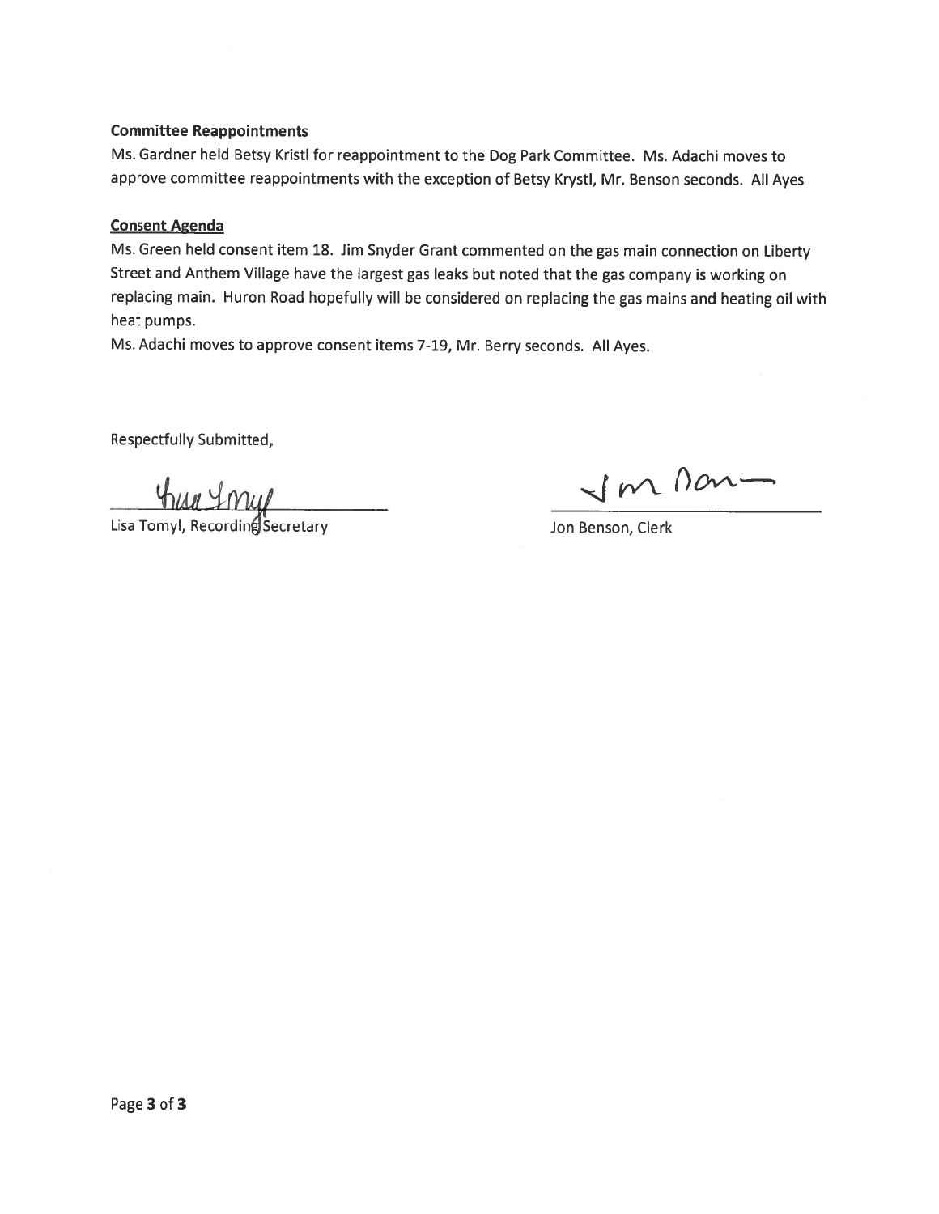**Committee Reappointments**

Ms. Gardner held Betsy Kristl for reappointment to the Dog Park Committee. Ms. Adachi moves to approve committee reappointments with the exception of Betsy Krystl, Mr. Benson seconds. All Ayes

**Consent Agenda**

Ms. Green held consent item 18. Jim Snyder Grant commented on the gas main connection on Liberty Street and Anthem Village have the largest gas leaks but noted that the gas company is working on replacing main. Huron Road hopefully will be considered on replacing the gas mains and heating oil with heat pumps.

Ms. Adachi moves to approve consent items 7-19, Mr. Berry seconds. All Ayes.

Respectfully Submitted,

Lisa Tomyl, Recording Secretary

Jon Benson, Clerk